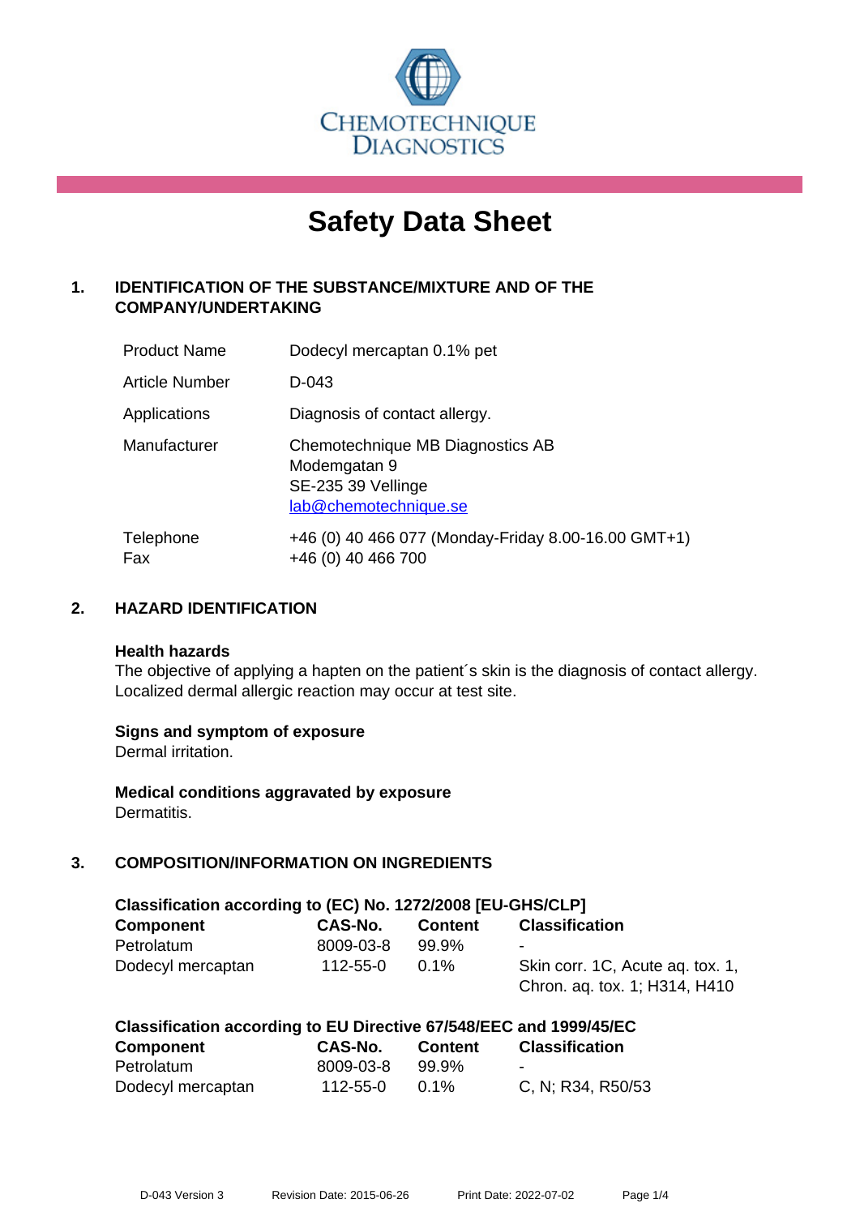CHEMOTECHNIQUE DIAGNOSTICS

# Safety Data Sheet

## 1. IDENTIFICATION OF THE SUBSTANCE/MIXTURE AND OF THE COMPANY/UNDERTAKING

| | |
|---|---|
| Product Name | Dodecyl mercaptan 0.1% pet |
| Article Number | D-043 |
| Applications | Diagnosis of contact allergy. |
| Manufacturer | Chemotechnique MB Diagnostics AB<br>Modemgatan 9<br>SE-235 39 Vellinge<br>lab@chemotechnique.se |
| Telephone<br>Fax | +46 (0) 40 466 077 (Monday-Friday 8.00-16.00 GMT+1)<br>+46 (0) 40 466 700 |

## 2. HAZARD IDENTIFICATION

**Health hazards**

The objective of applying a hapten on the patient´s skin is the diagnosis of contact allergy. Localized dermal allergic reaction may occur at test site.

**Signs and symptom of exposure**

Dermal irritation.

**Medical conditions aggravated by exposure**

Dermatitis.

## 3. COMPOSITION/INFORMATION ON INGREDIENTS

**Classification according to (EC) No. 1272/2008 [EU-GHS/CLP]**

| Component | CAS-No. | Content | Classification |
|---|---|---|---|
| Petrolatum | 8009-03-8 | 99.9% | - |
| Dodecyl mercaptan | 112-55-0 | 0.1% | Skin corr. 1C, Acute aq. tox. 1, Chron. aq. tox. 1; H314, H410 |

**Classification according to EU Directive 67/548/EEC and 1999/45/EC**

| Component | CAS-No. | Content | Classification |
|---|---|---|---|
| Petrolatum | 8009-03-8 | 99.9% | - |
| Dodecyl mercaptan | 112-55-0 | 0.1% | C, N; R34, R50/53 |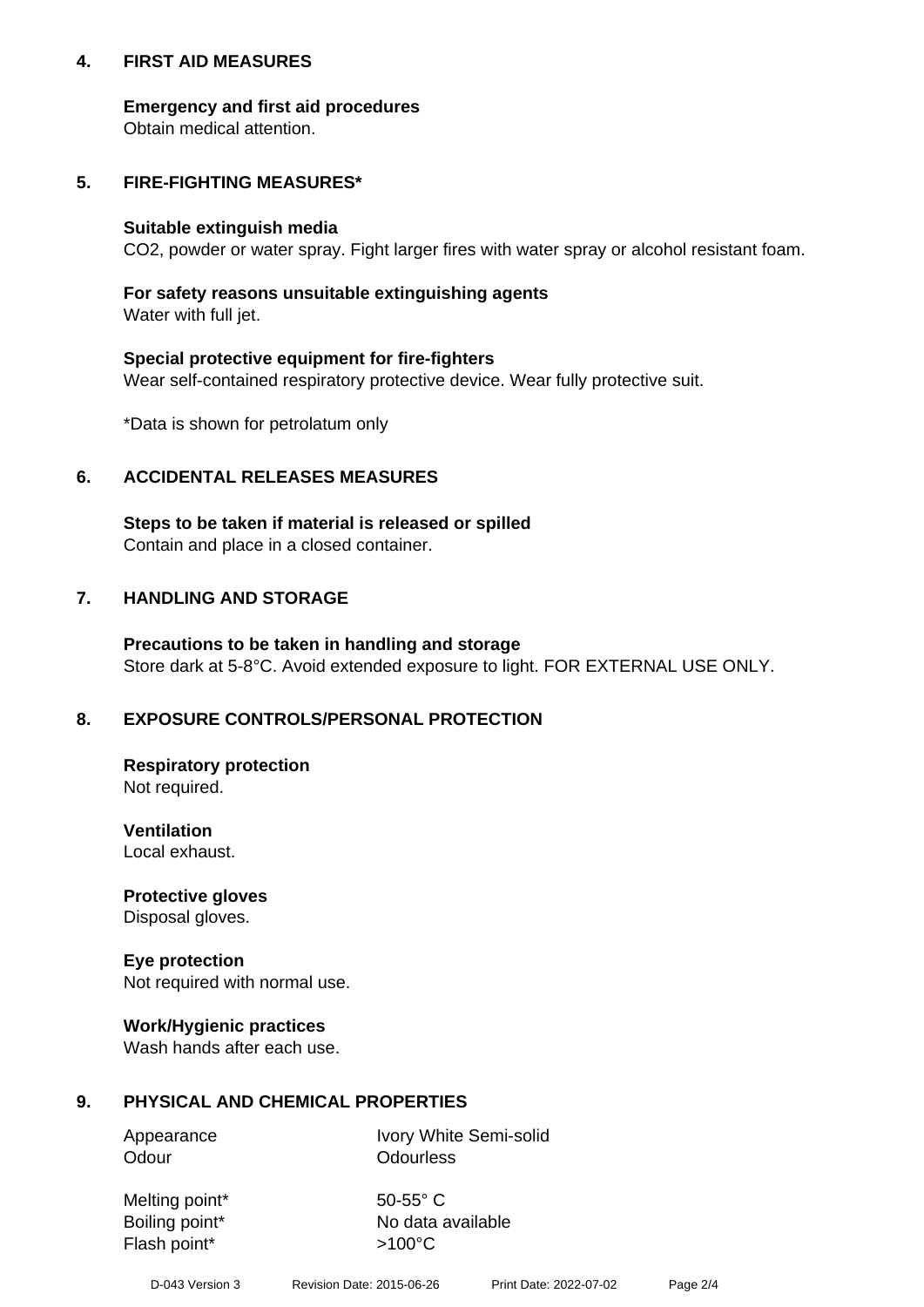## 4. FIRST AID MEASURES

**Emergency and first aid procedures**
Obtain medical attention.

## 5. FIRE-FIGHTING MEASURES*

**Suitable extinguish media**
$CO_2$, powder or water spray. Fight larger fires with water spray or alcohol resistant foam.

**For safety reasons unsuitable extinguishing agents**
Water with full jet.

**Special protective equipment for fire-fighters**
Wear self-contained respiratory protective device. Wear fully protective suit.

*Data is shown for petrolatum only

## 6. ACCIDENTAL RELEASES MEASURES

**Steps to be taken if material is released or spilled**
Contain and place in a closed container.

## 7. HANDLING AND STORAGE

**Precautions to be taken in handling and storage**
Store dark at 5-8°C. Avoid extended exposure to light. FOR EXTERNAL USE ONLY.

## 8. EXPOSURE CONTROLS/PERSONAL PROTECTION

**Respiratory protection**
Not required.

**Ventilation**
Local exhaust.

**Protective gloves**
Disposal gloves.

**Eye protection**
Not required with normal use.

**Work/Hygienic practices**
Wash hands after each use.

## 9. PHYSICAL AND CHEMICAL PROPERTIES

| | |
|---|---|
| Appearance | Ivory White Semi-solid |
| Odour | Odourless |
| Melting point* | 50-55° C |
| Boiling point* | No data available |
| Flash point* | >100°C |

D-043 Version 3 Revision Date: 2015-06-26 Print Date: 2022-07-02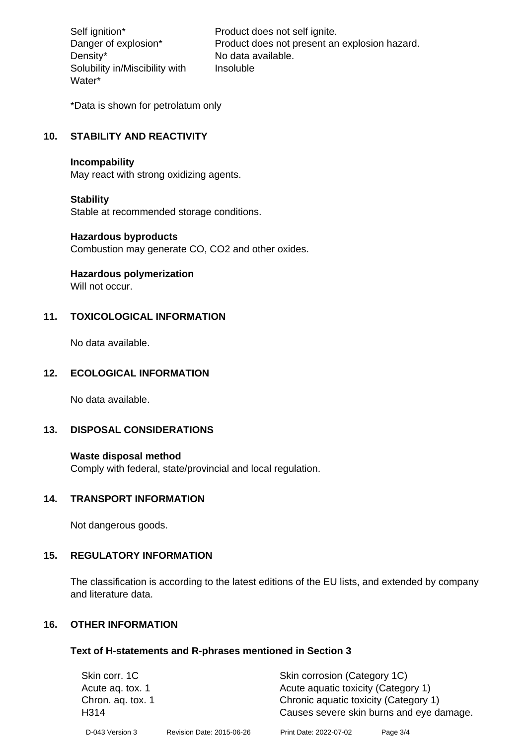| | |
|---|---|
| Self ignition* | Product does not self ignite. |
| Danger of explosion* | Product does not present an explosion hazard. |
| Density* | No data available. |
| Solubility in/Miscibility with Water* | Insoluble |

*Data is shown for petrolatum only

## 10. STABILITY AND REACTIVITY

**Incompability**
May react with strong oxidizing agents.

**Stability**
Stable at recommended storage conditions.

**Hazardous byproducts**
Combustion may generate CO, $CO_2$ and other oxides.

**Hazardous polymerization**
Will not occur.

## 11. TOXICOLOGICAL INFORMATION

No data available.

## 12. ECOLOGICAL INFORMATION

No data available.

## 13. DISPOSAL CONSIDERATIONS

**Waste disposal method**
Comply with federal, state/provincial and local regulation.

## 14. TRANSPORT INFORMATION

Not dangerous goods.

## 15. REGULATORY INFORMATION

The classification is according to the latest editions of the EU lists, and extended by company and literature data.

## 16. OTHER INFORMATION

### Text of H-statements and R-phrases mentioned in Section 3

| | |
|---|---|
| Skin corr. 1C | Skin corrosion (Category 1C) |
| Acute aq. tox. 1 | Acute aquatic toxicity (Category 1) |
| Chron. aq. tox. 1 | Chronic aquatic toxicity (Category 1) |
| H314 | Causes severe skin burns and eye damage. |

D-043 Version 3 Revision Date: 2015-06-26 Print Date: 2022-07-02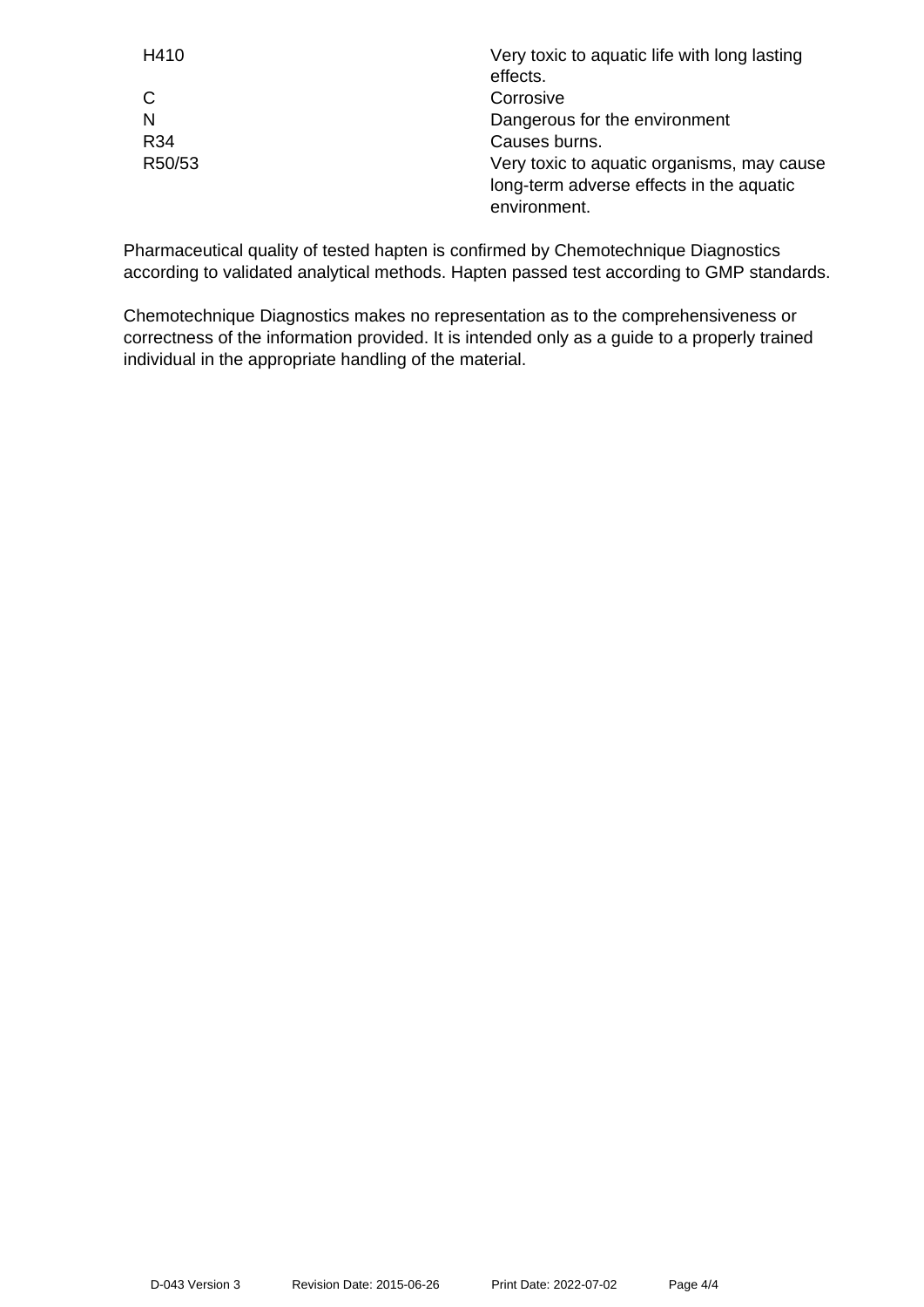| | |
|---|---|
| H410 | Very toxic to aquatic life with long lasting effects. |
| C | Corrosive |
| N | Dangerous for the environment |
| R34 | Causes burns. |
| R50/53 | Very toxic to aquatic organisms, may cause long-term adverse effects in the aquatic environment. |

Pharmaceutical quality of tested hapten is confirmed by Chemotechnique Diagnostics according to validated analytical methods. Hapten passed test according to GMP standards.

Chemotechnique Diagnostics makes no representation as to the comprehensiveness or correctness of the information provided. It is intended only as a guide to a properly trained individual in the appropriate handling of the material.